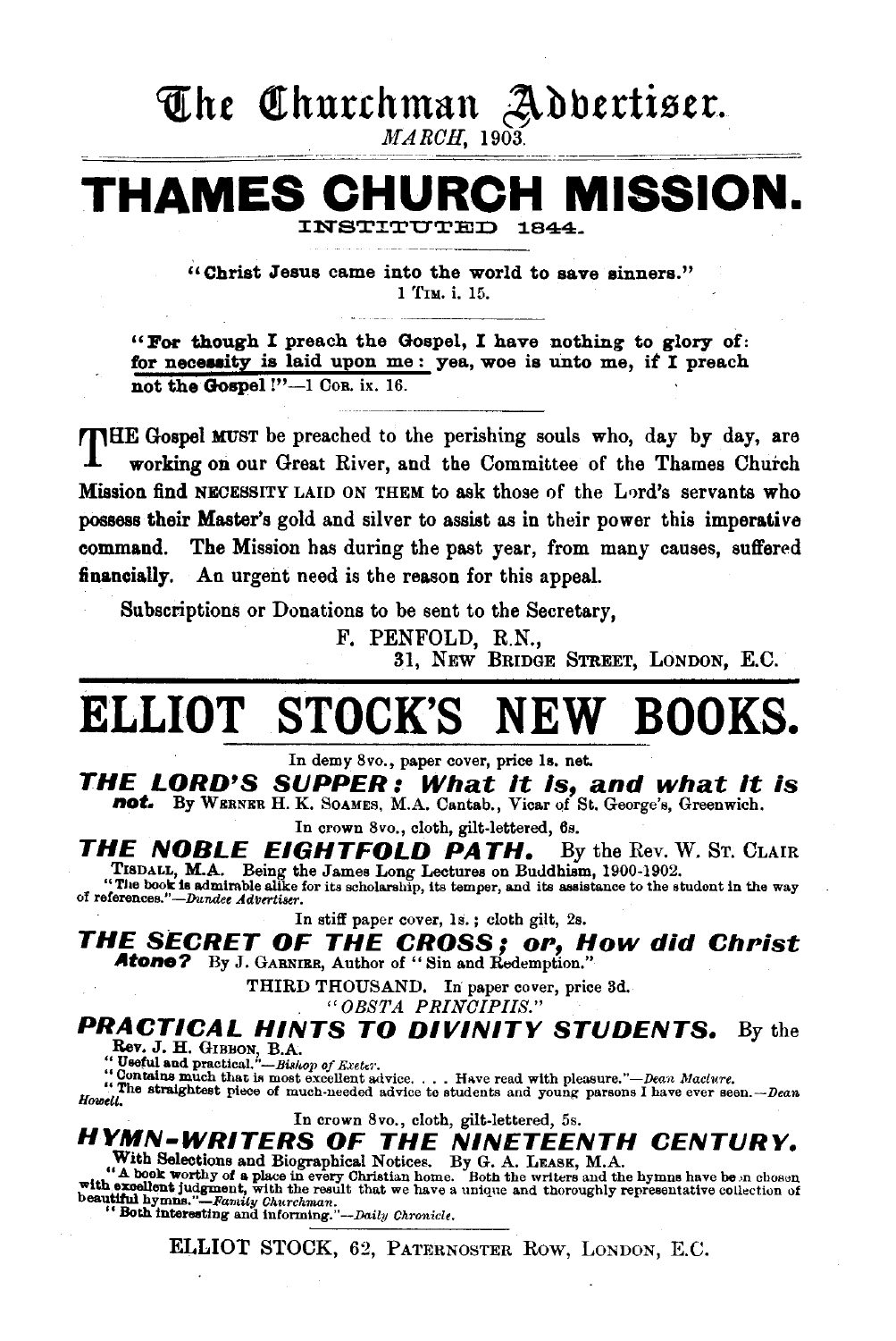# The Churchman Advertiser.

*MARCH, 1903.*

# THAMES CHURCH MISSION.

INSTITUTED 1844.

"**Christ Jesus came into the world to save sinners.**"
1 TIM. i. 15.

"**For though I preach the Gospel, I have nothing to glory of: for necessity is laid upon me: yea, woe is unto me, if I preach not the Gospel!**"—1 COR. ix. 16.

THE Gospel MUST be preached to the perishing souls who, day by day, are working on our Great River, and the Committee of the Thames Church Mission find NECESSITY LAID ON THEM to ask those of the Lord's servants who **possess their Master's gold and silver to assist as in their power this imperative command.** The Mission has during the past year, from many causes, suffered **financially.** An urgent need is the reason for this appeal.

Subscriptions or Donations to be sent to the Secretary,

F. PENFOLD, R.N.,
31, NEW BRIDGE STREET, LONDON, E.C.

# ELLIOT STOCK'S NEW BOOKS.

In demy 8vo., paper cover, price 1s. net.

***THE LORD'S SUPPER: What It Is, and what It is not.*** By WERNER H. K. SOAMES, M.A. Cantab., Vicar of St. George's, Greenwich.

In crown 8vo., cloth, gilt-lettered, 6s.

***THE NOBLE EIGHTFOLD PATH.*** By the Rev. W. ST. CLAIR TISDALL, M.A. Being the James Long Lectures on Buddhism, 1900-1902.

"The book is admirable alike for its scholarship, its temper, and its assistance to the student in the way of references."—*Dundee Advertiser.*

In stiff paper cover, 1s.; cloth gilt, 2s.

***THE SECRET OF THE CROSS; or, How did Christ Atone?*** By J. GARNIER, Author of "Sin and Redemption."

THIRD THOUSAND. In paper cover, price 3d.

"*OBSTA PRINCIPIIS.*"

***PRACTICAL HINTS TO DIVINITY STUDENTS.*** By the Rev. J. H. GIBBON, B.A.

"Useful and practical."—*Bishop of Exeter.*
"Contains much that is most excellent advice. . . . Have read with pleasure."—*Dean Maclure.*
"The straightest piece of much-needed advice to students and young parsons I have ever seen.—*Dean Howell.*

In crown 8vo., cloth, gilt-lettered, 5s.

***HYMN-WRITERS OF THE NINETEENTH CENTURY.*** With Selections and Biographical Notices. By G. A. LEASK, M.A.

"A book worthy of a place in every Christian home. Both the writers and the hymns have been chosen with excellent judgment, with the result that we have a unique and thoroughly representative collection of beautiful hymns."—*Family Churchman.*
"Both interesting and informing."—*Daily Chronicle.*

ELLIOT STOCK, 62, PATERNOSTER ROW, LONDON, E.C.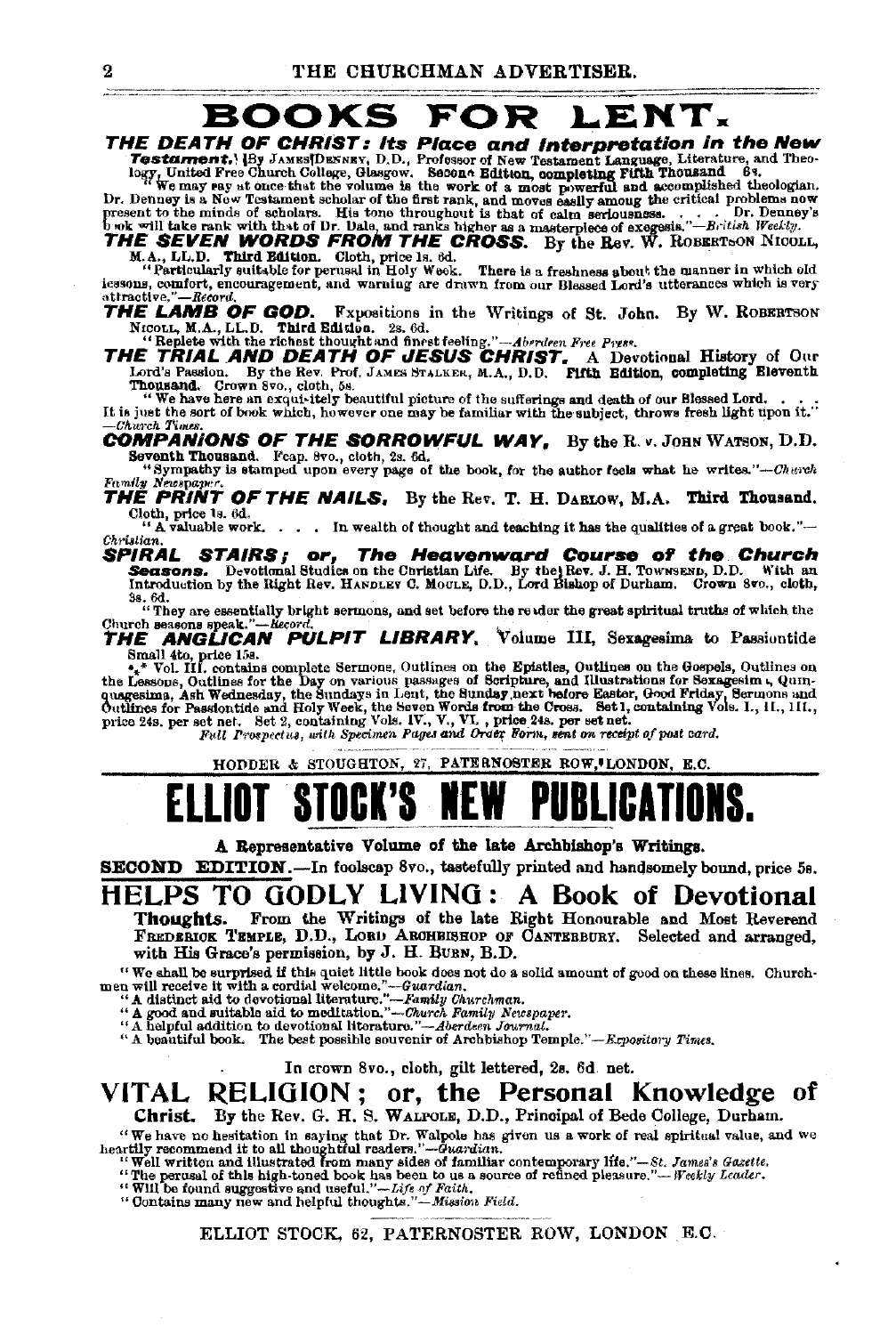# BOOKS FOR LENT.

***THE DEATH OF CHRIST: Its Place and Interpretation in the New Testament.*** By JAMES DENNEY, D.D., Professor of New Testament Language, Literature, and Theology, United Free Church College, Glasgow. **Second Edition, completing Fifth Thousand** 6s.

"We may say at once that the volume is the work of a most powerful and accomplished theologian. Dr. Denney is a New Testament scholar of the first rank, and moves easily among the critical problems now present to the minds of scholars. His tone throughout is that of calm seriousness. . . . Dr. Denney's book will take rank with that of Dr. Dale, and ranks higher as a masterpiece of exegesis."—*British Weekly.*

***THE SEVEN WORDS FROM THE CROSS.*** By the Rev. W. ROBERTSON NICOLL, M.A., LL.D. **Third Edition.** Cloth, price 1s. 6d.

"Particularly suitable for perusal in Holy Week. There is a freshness about the manner in which old lessons, comfort, encouragement, and warning are drawn from our Blessed Lord's utterances which is very attractive."—*Record.*

***THE LAMB OF GOD.*** Expositions in the Writings of St. John. By W. ROBERTSON NICOLL, M.A., LL.D. **Third Edition.** 2s. 6d.

"Replete with the richest thought and finest feeling."—*Aberdeen Free Press.*

***THE TRIAL AND DEATH OF JESUS CHRIST.*** A Devotional History of Our Lord's Passion. By the Rev. Prof. JAMES STALKER, M.A., D.D. **Fifth Edition, completing Eleventh Thousand.** Crown 8vo., cloth, 5s.

"We have here an exquisitely beautiful picture of the sufferings and death of our Blessed Lord. . . . It is just the sort of book which, however one may be familiar with the subject, throws fresh light upon it."—*Church Times.*

***COMPANIONS OF THE SORROWFUL WAY.*** By the Rev. JOHN WATSON, D.D. **Seventh Thousand.** Fcap. 8vo., cloth, 2s. 6d.

"Sympathy is stamped upon every page of the book, for the author feels what he writes."—*Church Family Newspaper.*

***THE PRINT OF THE NAILS.*** By the Rev. T. H. DARLOW, M.A. **Third Thousand.** Cloth, price 1s. 6d.

"A valuable work. . . . In wealth of thought and teaching it has the qualities of a great book."—*Christian.*

***SPIRAL STAIRS; or, The Heavenward Course of the Church Seasons.*** Devotional Studies on the Christian Life. By the Rev. J. H. TOWNSEND, D.D. With an Introduction by the Right Rev. HANDLEY C. MOULE, D.D., Lord Bishop of Durham. Crown 8vo., cloth, 3s. 6d.

"They are essentially bright sermons, and set before the reader the great spiritual truths of which the Church seasons speak."—*Record.*

***THE ANGLICAN PULPIT LIBRARY.*** Volume III, Sexagesima to Passiontide. Small 4to, price 15s.

*** Vol. III. contains complete Sermons, Outlines on the Epistles, Outlines on the Gospels, Outlines on the Lessons, Outlines for the Day on various passages of Scripture, and Illustrations for Sexagesima, Quinquagesima, Ash Wednesday, the Sundays in Lent, the Sunday next before Easter, Good Friday, Sermons and Outlines for Passiontide and Holy Week, the Seven Words from the Cross. Set 1, containing Vols. I., II., III., price 24s. per set net. Set 2, containing Vols. IV., V., VI., price 24s. per set net.

*Full Prospectus, with Specimen Pages and Order Form, sent on receipt of post card.*

HODDER & STOUGHTON, 27, PATERNOSTER ROW, LONDON, E.C.

# ELLIOT STOCK'S NEW PUBLICATIONS.

**A Representative Volume of the late Archbishop's Writings.**

**SECOND EDITION.**—In foolscap 8vo., tastefully printed and handsomely bound, price 5s.

## HELPS TO GODLY LIVING: A Book of Devotional Thoughts.

From the Writings of the late Right Honourable and Most Reverend FREDERICK TEMPLE, D.D., LORD ARCHBISHOP OF CANTERBURY. Selected and arranged, with His Grace's permission, by J. H. BURN, B.D.

"We shall be surprised if this quiet little book does not do a solid amount of good on these lines. Churchmen will receive it with a cordial welcome."—*Guardian.*

"A distinct aid to devotional literature."—*Family Churchman.*

"A good and suitable aid to meditation."—*Church Family Newspaper.*

"A helpful addition to devotional literature."—*Aberdeen Journal.*

"A beautiful book. The best possible souvenir of Archbishop Temple."—*Expository Times.*

In crown 8vo., cloth, gilt lettered, 2s. 6d. net.

## VITAL RELIGION; or, the Personal Knowledge of Christ.

By the Rev. G. H. S. WALPOLE, D.D., Principal of Bede College, Durham.

"We have no hesitation in saying that Dr. Walpole has given us a work of real spiritual value, and we heartily recommend it to all thoughtful readers."—*Guardian.*

"Well written and illustrated from many sides of familiar contemporary life."—*St. James's Gazette.*

"The perusal of this high-toned book has been to us a source of refined pleasure."—*Weekly Leader.*

"Will be found suggestive and useful."—*Life of Faith.*

"Contains many new and helpful thoughts."—*Mission Field.*

ELLIOT STOCK, 62, PATERNOSTER ROW, LONDON E.C.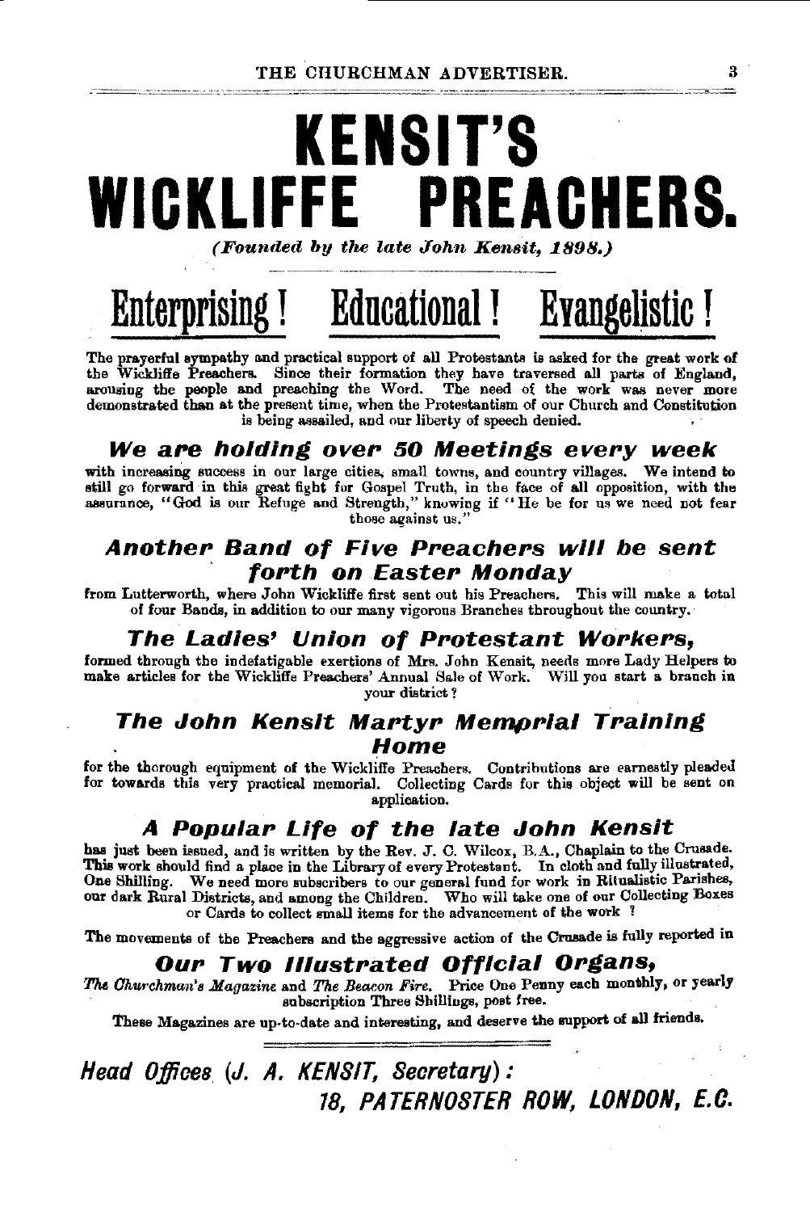# KENSIT'S WICKLIFFE PREACHERS.

*(Founded by the late John Kensit, 1898.)*

## Enterprising! Educational! Evangelistic!

The prayerful sympathy and practical support of all Protestants is asked for the great work of the Wickliffe Preachers. Since their formation they have traversed all parts of England, arousing the people and preaching the Word. The need of the work was never more demonstrated than at the present time, when the Protestantism of our Church and Constitution is being assailed, and our liberty of speech denied.

### *We are holding over 50 Meetings every week*

with increasing success in our large cities, small towns, and country villages. We intend to still go forward in this great fight for Gospel Truth, in the face of all opposition, with the assurance, "God is our Refuge and Strength," knowing if "He be for us we need not fear those against us."

### *Another Band of Five Preachers will be sent forth on Easter Monday*

from Lutterworth, where John Wickliffe first sent out his Preachers. This will make a total of four Bands, in addition to our many vigorous Branches throughout the country.

### *The Ladies' Union of Protestant Workers,*

formed through the indefatigable exertions of Mrs. John Kensit, needs more Lady Helpers to make articles for the Wickliffe Preachers' Annual Sale of Work. Will you start a branch in your district?

### *The John Kensit Martyr Memorial Training Home*

for the thorough equipment of the Wickliffe Preachers. Contributions are earnestly pleaded for towards this very practical memorial. Collecting Cards for this object will be sent on application.

### *A Popular Life of the late John Kensit*

has just been issued, and is written by the Rev. J. C. Wilcox, B.A., Chaplain to the Crusade. This work should find a place in the Library of every Protestant. In cloth and fully illustrated, One Shilling. We need more subscribers to our general fund for work in Ritualistic Parishes, our dark Rural Districts, and among the Children. Who will take one of our Collecting Boxes or Cards to collect small items for the advancement of the work?

The movements of the Preachers and the aggressive action of the Crusade is fully reported in

### *Our Two Illustrated Official Organs,*

*The Churchman's Magazine* and *The Beacon Fire*. Price One Penny each monthly, or yearly subscription Three Shillings, post free.

These Magazines are up-to-date and interesting, and deserve the support of all friends.

***Head Offices (J. A. KENSIT, Secretary): 18, PATERNOSTER ROW, LONDON, E.C.***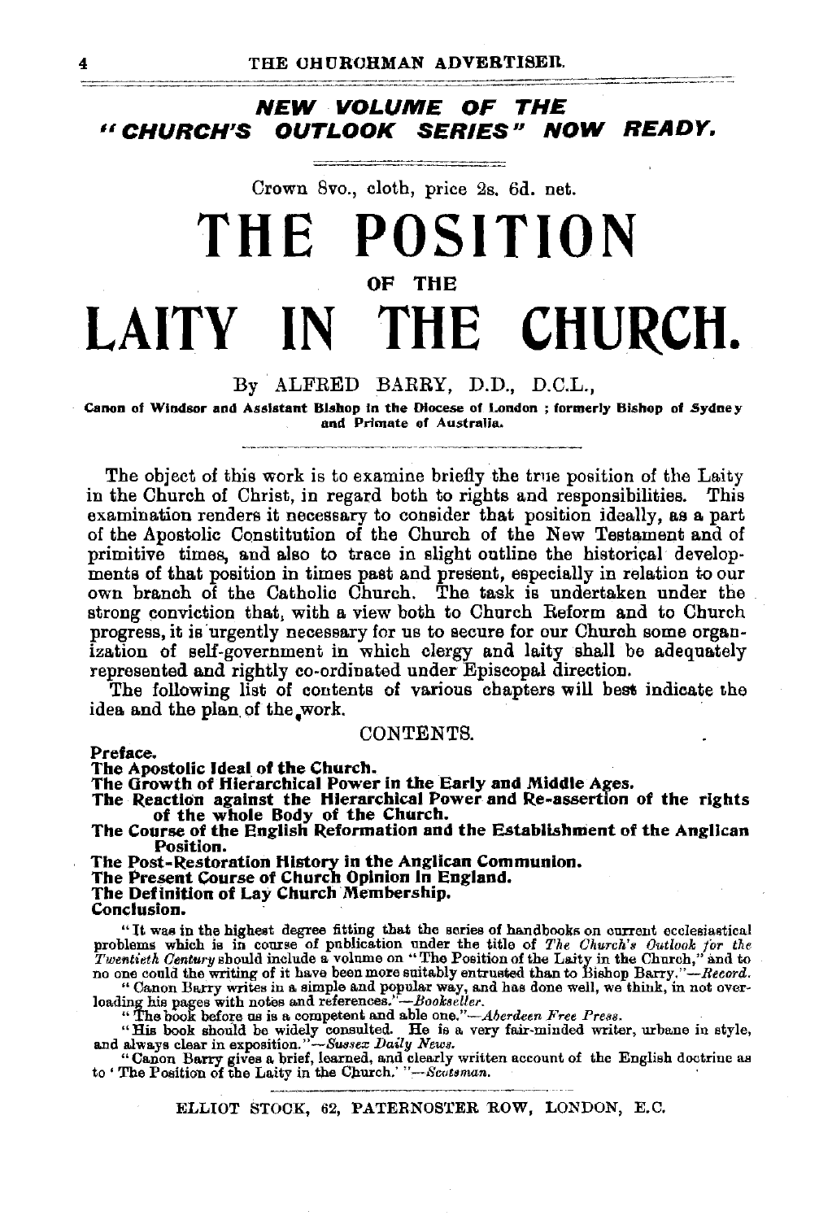## *NEW VOLUME OF THE "CHURCH'S OUTLOOK SERIES" NOW READY.*

Crown 8vo., cloth, price 2s. 6d. net.

# THE POSITION OF THE LAITY IN THE CHURCH.

By ALFRED BARRY, D.D., D.C.L.,

**Canon of Windsor and Assistant Bishop in the Diocese of London; formerly Bishop of Sydney and Primate of Australia.**

The object of this work is to examine briefly the true position of the Laity in the Church of Christ, in regard both to rights and responsibilities. This examination renders it necessary to consider that position ideally, as a part of the Apostolic Constitution of the Church of the New Testament and of primitive times, and also to trace in slight outline the historical developments of that position in times past and present, especially in relation to our own branch of the Catholic Church. The task is undertaken under the strong conviction that, with a view both to Church Reform and to Church progress, it is urgently necessary for us to secure for our Church some organization of self-government in which clergy and laity shall be adequately represented and rightly co-ordinated under Episcopal direction.

The following list of contents of various chapters will best indicate the idea and the plan of the work.

CONTENTS.

**Preface.**
**The Apostolic Ideal of the Church.**
**The Growth of Hierarchical Power in the Early and Middle Ages.**
**The Reaction against the Hierarchical Power and Re-assertion of the rights of the whole Body of the Church.**
**The Course of the English Reformation and the Establishment of the Anglican Position.**
**The Post-Restoration History in the Anglican Communion.**
**The Present Course of Church Opinion in England.**
**The Definition of Lay Church Membership.**
**Conclusion.**

"It was in the highest degree fitting that the series of handbooks on current ecclesiastical problems which is in course of publication under the title of *The Church's Outlook for the Twentieth Century* should include a volume on "The Position of the Laity in the Church," and to no one could the writing of it have been more suitably entrusted than to Bishop Barry."—*Record.*

"Canon Barry writes in a simple and popular way, and has done well, we think, in not overloading his pages with notes and references."—*Bookseller.*

"The book before us is a competent and able one."—*Aberdeen Free Press.*

"His book should be widely consulted. He is a very fair-minded writer, urbane in style, and always clear in exposition."—*Sussex Daily News.*

"Canon Barry gives a brief, learned, and clearly written account of the English doctrine as to 'The Position of the Laity in the Church.'"—*Scotsman.*

ELLIOT STOCK, 62, PATERNOSTER ROW, LONDON, E.C.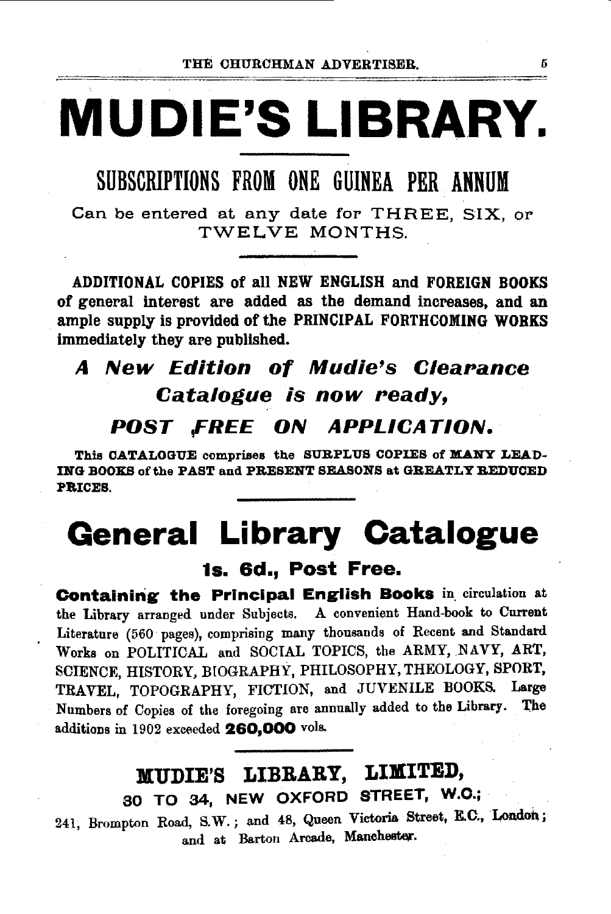# MUDIE'S LIBRARY.

## SUBSCRIPTIONS FROM ONE GUINEA PER ANNUM

Can be entered at any date for THREE, SIX, or TWELVE MONTHS.

**ADDITIONAL COPIES of all NEW ENGLISH and FOREIGN BOOKS of general interest are added as the demand increases, and an ample supply is provided of the PRINCIPAL FORTHCOMING WORKS immediately they are published.**

***A New Edition of Mudie's Clearance Catalogue is now ready,***

***POST FREE ON APPLICATION.***

**This CATALOGUE comprises the SURPLUS COPIES of MANY LEADING BOOKS of the PAST and PRESENT SEASONS at GREATLY REDUCED PRICES.**

# General Library Catalogue

### 1s. 6d., Post Free.

**Containing the Principal English Books** in circulation at the Library arranged under Subjects. A convenient Hand-book to Current Literature (560 pages), comprising many thousands of Recent and Standard Works on POLITICAL and SOCIAL TOPICS, the ARMY, NAVY, ART, SCIENCE, HISTORY, BIOGRAPHY, PHILOSOPHY, THEOLOGY, SPORT, TRAVEL, TOPOGRAPHY, FICTION, and JUVENILE BOOKS. Large Numbers of Copies of the foregoing are annually added to the Library. The additions in 1902 exceeded **260,000** vols.

## MUDIE'S LIBRARY, LIMITED,

**30 TO 34, NEW OXFORD STREET, W.C.;**

241, Brompton Road, S.W.; and 48, Queen Victoria Street, E.C., London; and at Barton Arcade, Manchester.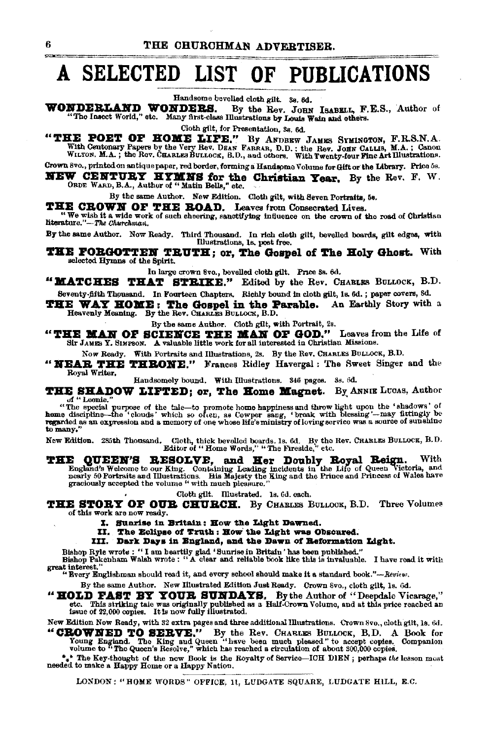# A SELECTED LIST OF PUBLICATIONS

Handsome bevelled cloth gilt. 3s. 6d.

**WONDERLAND WONDERS.** By the Rev. John Isabell, F.E.S., Author of "The Insect World," etc. Many first-class Illustrations by Louis Wain and others.

Cloth gilt, for Presentation, 3s. 6d.

**"THE POET OF HOME LIFE."** By Andrew James Symington, F.R.S.N.A. With Centenary Papers by the Very Rev. Dean Farrar, D.D.; the Rev. John Callis, M.A.; Canon Wilton, M.A.; the Rev. Charles Bullock, B.D., and others. With Twenty-four Fine Art Illustrations.

Crown 8vo., printed on antique paper, red border, forming a Handsome Volume for Gift or the Library. Price 5s.

**NEW CENTURY HYMNS for the Christian Year.** By the Rev. F. W. Orde Ward, B.A., Author of "Matin Bells," etc.

By the same Author. New Edition. Cloth gilt, with Seven Portraits, 5s.

**THE CROWN OF THE ROAD.** Leaves from Consecrated Lives.

"We wish it a wide work of such cheering, sanctifying influence on the crown of the road of Christian literature."—*The Churchman.*

By the same Author. Now Ready. Third Thousand. In rich cloth gilt, bevelled boards, gilt edges, with Illustrations, 1s. post free.

**THE FORGOTTEN TRUTH; or, The Gospel of The Holy Ghost.** With selected Hymns of the Spirit.

In large crown 8vo., bevelled cloth gilt. Price 3s. 6d.

**"MATCHES THAT STRIKE."** Edited by the Rev. Charles Bullock, B.D.

Seventy-fifth Thousand. In Fourteen Chapters. Richly bound in cloth gilt, 1s. 6d.; paper covers, 8d.

**THE WAY HOME: The Gospel in the Parable.** An Earthly Story with a Heavenly Meaning. By the Rev. Charles Bullock, B.D.

By the same Author. Cloth gilt, with Portrait, 2s.

**"THE MAN OF SCIENCE THE MAN OF GOD."** Leaves from the Life of Sir James Y. Simpson. A valuable little work for all interested in Christian Missions.

Now Ready. With Portraits and Illustrations, 2s. By the Rev. Charles Bullock, B.D.

**"NEAR THE THRONE."** Frances Ridley Havergal: The Sweet Singer and the Royal Writer.

Handsomely bound. With Illustrations. 346 pages. 3s. 6d.

**THE SHADOW LIFTED; or, The Home Magnet.** By Annie Lucas, Author of "Leonie."

"The special purpose of the tale—to promote home happiness and throw light upon the 'shadows' of home discipline—the 'clouds' which so often, as Cowper sang, 'break with blessing'—may fittingly be regarded as an expression and a memory of one whose life's ministry of loving service was a source of sunshine to many."

New Edition. 285th Thousand. Cloth, thick bevelled boards. 1s. 6d. By the Rev. Charles Bullock, B.D. Editor of "Home Words," "The Fireside," etc.

**THE QUEEN'S RESOLVE, and Her Doubly Royal Reign.** With England's Welcome to our King. Containing Leading incidents in the Life of Queen Victoria, and nearly 50 Portraits and Illustrations. His Majesty the King and the Prince and Princess of Wales have graciously accepted the volume "with much pleasure."

Cloth gilt. Illustrated. 1s. 6d. each.

**THE STORY OF OUR CHURCH.** By Charles Bullock, B.D. Three Volumes of this work are now ready.

**I. Sunrise in Britain: How the Light Dawned.**
**II. The Eclipse of Truth: How the Light was Obscured.**
**III. Dark Days in England, and the Dawn of Reformation Light.**

Bishop Ryle wrote: "I am heartily glad 'Sunrise in Britain' has been published."
Bishop Pakenham Walsh wrote: "A clear and reliable book like this is invaluable. I have read it with great interest."
"Every Englishman should read it, and every school should make it a standard book."—*Review.*

By the same Author. New Illustrated Edition Just Ready. Crown 8vo., cloth gilt, 1s. 6d.

**"HOLD FAST BY YOUR SUNDAYS.** By the Author of "Deepdale Vicarage," etc. This striking tale was originally published as a Half-Crown Volume, and at this price reached an issue of 22,000 copies. It is now fully illustrated.

New Edition Now Ready, with 32 extra pages and three additional Illustrations. Crown 8vo., cloth gilt, 1s. 6d.

**"CROWNED TO SERVE."** By the Rev. Charles Bullock, B.D. A Book for Young England. The King and Queen "have been much pleased" to accept copies. Companion volume to "The Queen's Resolve," which has reached a circulation of about 300,000 copies.

\*\*\* The Key-thought of the new Book is the Royalty of Service—ICH DIEN; perhaps *the* lesson most needed to make a Happy Home or a Happy Nation.

LONDON: "HOME WORDS" OFFICE, 11, LUDGATE SQUARE, LUDGATE HILL, E.C.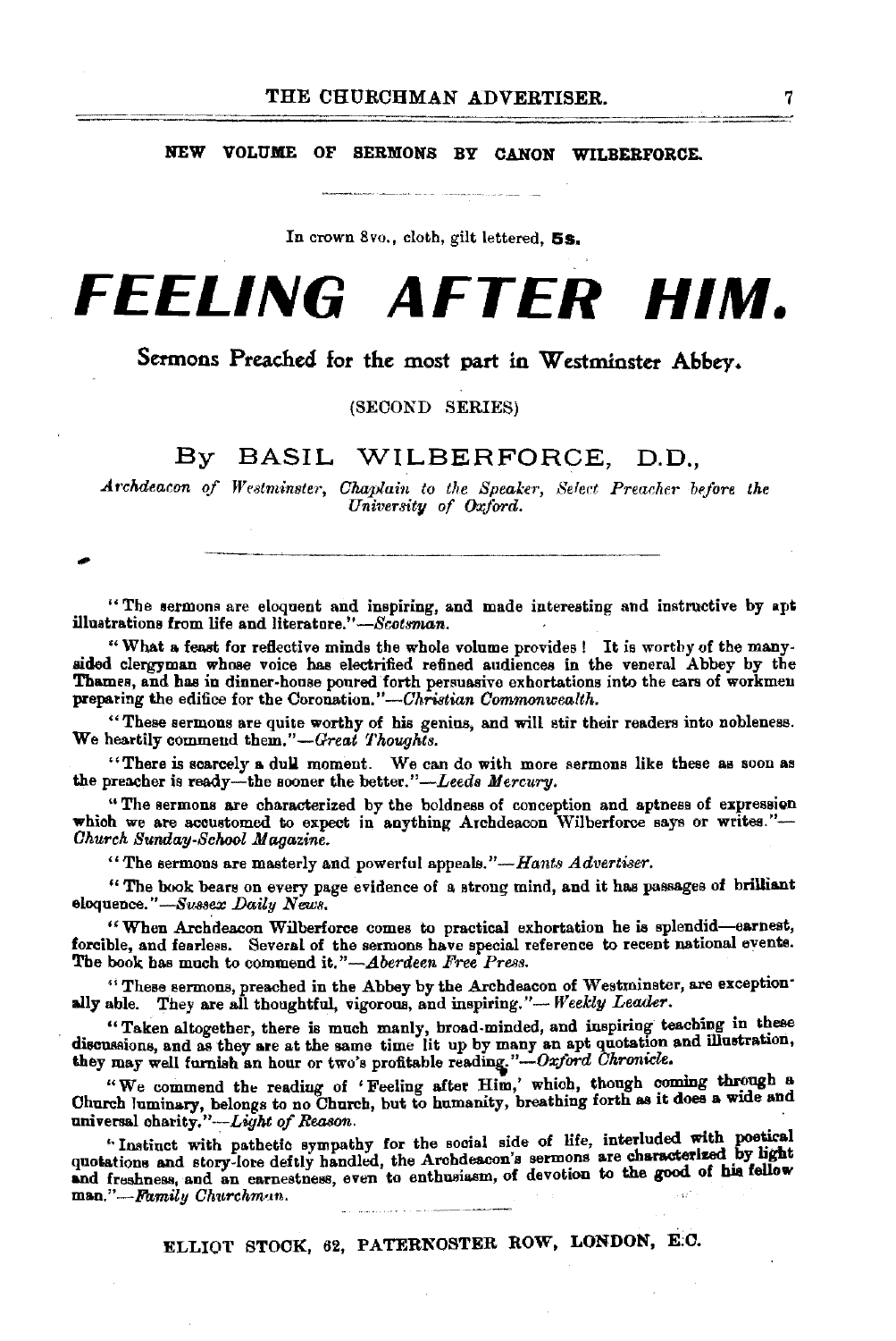**NEW VOLUME OF SERMONS BY CANON WILBERFORCE.**

In crown 8vo., cloth, gilt lettered, **5s.**

# FEELING AFTER HIM.

## Sermons Preached for the most part in Westminster Abbey.

(SECOND SERIES)

### By BASIL WILBERFORCE, D.D.,

*Archdeacon of Westminster, Chaplain to the Speaker, Select Preacher before the University of Oxford.*

---

"The sermons are eloquent and inspiring, and made interesting and instructive by apt illustrations from life and literature."—*Scotsman.*

"What a feast for reflective minds the whole volume provides! It is worthy of the many-sided clergyman whose voice has electrified refined audiences in the veneral Abbey by the Thames, and has in dinner-house poured forth persuasive exhortations into the ears of workmen preparing the edifice for the Coronation."—*Christian Commonwealth.*

"These sermons are quite worthy of his genius, and will stir their readers into nobleness. We heartily commend them."—*Great Thoughts.*

"There is scarcely a dull moment. We can do with more sermons like these as soon as the preacher is ready—the sooner the better."—*Leeds Mercury.*

"The sermons are characterized by the boldness of conception and aptness of expression which we are accustomed to expect in anything Archdeacon Wilberforce says or writes."—*Church Sunday-School Magazine.*

"The sermons are masterly and powerful appeals."—*Hants Advertiser.*

"The book bears on every page evidence of a strong mind, and it has passages of brilliant eloquence."—*Sussex Daily News.*

"When Archdeacon Wilberforce comes to practical exhortation he is splendid—earnest, forcible, and fearless. Several of the sermons have special reference to recent national events. The book has much to commend it."—*Aberdeen Free Press.*

"These sermons, preached in the Abbey by the Archdeacon of Westminster, are exceptionally able. They are all thoughtful, vigorous, and inspiring."—*Weekly Leader.*

"Taken altogether, there is much manly, broad-minded, and inspiring teaching in these discussions, and as they are at the same time lit up by many an apt quotation and illustration, they may well furnish an hour or two's profitable reading."—*Oxford Chronicle.*

"We commend the reading of 'Feeling after Him,' which, though coming through a Church luminary, belongs to no Church, but to humanity, breathing forth as it does a wide and universal charity."—*Light of Reason.*

"Instinct with pathetic sympathy for the social side of life, interluded with poetical quotations and story-lore deftly handled, the Archdeacon's sermons are characterized by light and freshness, and an earnestness, even to enthusiasm, of devotion to the good of his fellow man."—*Family Churchman.*

ELLIOT STOCK, 62, PATERNOSTER ROW, LONDON, E.C.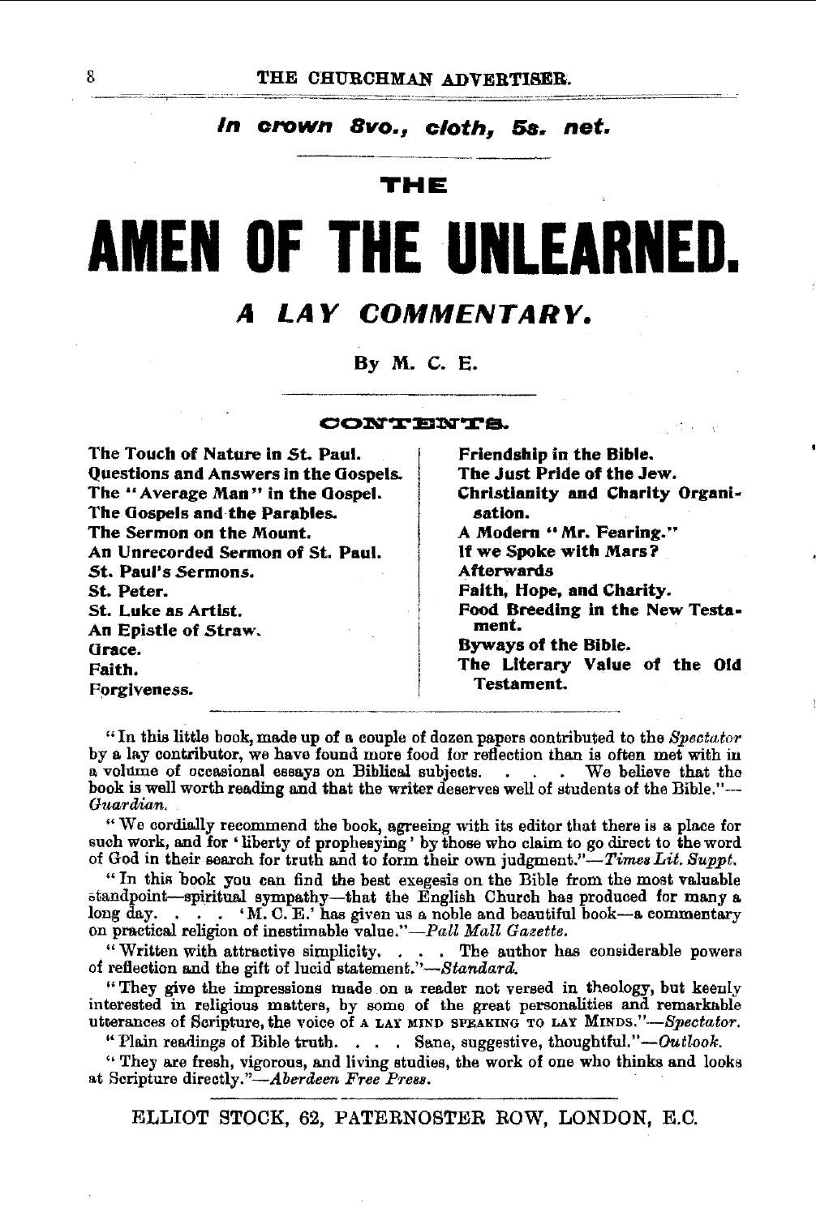*In crown 8vo., cloth, 5s. net.*

THE

# AMEN OF THE UNLEARNED.

## *A LAY COMMENTARY.*

By M. C. E.

### CONTENTS.

- The Touch of Nature in St. Paul.
- Questions and Answers in the Gospels.
- The "Average Man" in the Gospel.
- The Gospels and the Parables.
- The Sermon on the Mount.
- An Unrecorded Sermon of St. Paul.
- St. Paul's Sermons.
- St. Peter.
- St. Luke as Artist.
- An Epistle of Straw.
- Grace.
- Faith.
- Forgiveness.
- Friendship in the Bible.
- The Just Pride of the Jew.
- Christianity and Charity Organisation.
- A Modern "Mr. Fearing."
- If we Spoke with Mars?
- Afterwards
- Faith, Hope, and Charity.
- Food Breeding in the New Testament.
- Byways of the Bible.
- The Literary Value of the Old Testament.

"In this little book, made up of a couple of dozen papers contributed to the *Spectator* by a lay contributor, we have found more food for reflection than is often met with in a volume of occasional essays on Biblical subjects. . . . We believe that the book is well worth reading and that the writer deserves well of students of the Bible."—*Guardian.*

"We cordially recommend the book, agreeing with its editor that there is a place for such work, and for 'liberty of prophesying' by those who claim to go direct to the word of God in their search for truth and to form their own judgment."—*Times Lit. Suppt.*

"In this book you can find the best exegesis on the Bible from the most valuable standpoint—spiritual sympathy—that the English Church has produced for many a long day. . . . 'M. C. E.' has given us a noble and beautiful book—a commentary on practical religion of inestimable value."—*Pall Mall Gazette.*

"Written with attractive simplicity. . . . The author has considerable powers of reflection and the gift of lucid statement."—*Standard.*

"They give the impressions made on a reader not versed in theology, but keenly interested in religious matters, by some of the great personalities and remarkable utterances of Scripture, the voice of A LAY MIND SPEAKING TO LAY MINDS."—*Spectator.*

"Plain readings of Bible truth. . . . Sane, suggestive, thoughtful."—*Outlook.*

"They are fresh, vigorous, and living studies, the work of one who thinks and looks at Scripture directly."—*Aberdeen Free Press.*

ELLIOT STOCK, 62, PATERNOSTER ROW, LONDON, E.C.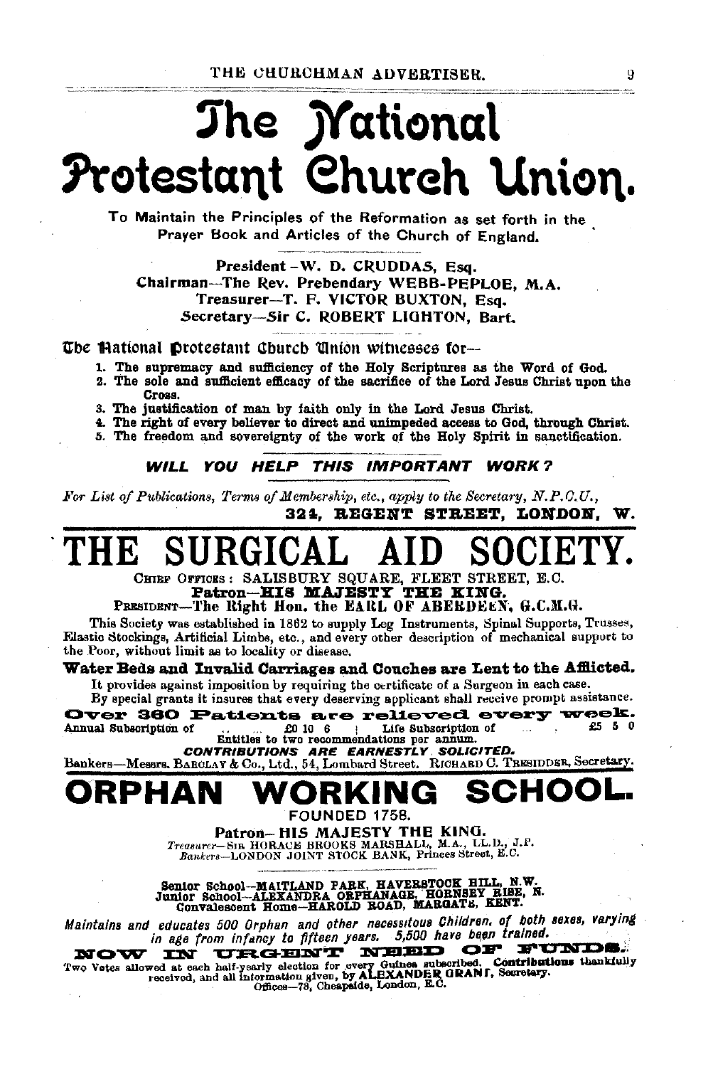# The National Protestant Church Union.

To Maintain the Principles of the Reformation as set forth in the Prayer Book and Articles of the Church of England.

**President**—W. D. CRUDDAS, Esq.
**Chairman**—The Rev. Prebendary WEBB-PEPLOE, M.A.
**Treasurer**—T. F. VICTOR BUXTON, Esq.
**Secretary**—Sir C. ROBERT LIGHTON, Bart.

The National Protestant Church Union witnesses for—

1. The supremacy and sufficiency of the Holy Scriptures as the Word of God.
2. The sole and sufficient efficacy of the sacrifice of the Lord Jesus Christ upon the Cross.
3. The justification of man by faith only in the Lord Jesus Christ.
4. The right of every believer to direct and unimpeded access to God, through Christ.
5. The freedom and sovereignty of the work of the Holy Spirit in sanctification.

***WILL YOU HELP THIS IMPORTANT WORK?***

*For List of Publications, Terms of Membership, etc., apply to the Secretary, N.P.C.U.,*
**324, REGENT STREET, LONDON, W.**

# THE SURGICAL AID SOCIETY.

CHIEF OFFICES: SALISBURY SQUARE, FLEET STREET, E.C.
**Patron—HIS MAJESTY THE KING.**
PRESIDENT—The Right Hon. the EARL OF ABERDEEN, G.C.M.G.

This Society was established in 1862 to supply Leg Instruments, Spinal Supports, Trusses, Elastic Stockings, Artificial Limbs, etc., and every other description of mechanical support to the Poor, without limit as to locality or disease.

**Water Beds and Invalid Carriages and Couches are Lent to the Afflicted.**

It provides against imposition by requiring the certificate of a Surgeon in each case.
By special grants it insures that every deserving applicant shall receive prompt assistance.

**Over 360 Patients are relieved every week.**

Annual Subscription of ... ... £0 10 6 | Life Subscription of ... . £5 5 0
Entitles to two recommendations per annum.

***CONTRIBUTIONS ARE EARNESTLY SOLICITED.***

Bankers—Messrs. BARCLAY & Co., Ltd., 54, Lombard Street. RICHARD C. TRESIDDER, Secretary.

# ORPHAN WORKING SCHOOL.

FOUNDED 1758.

**Patron—HIS MAJESTY THE KING.**
*Treasurer*—SIR HORACE BROOKS MARSHALL, M.A., LL.D., J.P.
*Bankers*—LONDON JOINT STOCK BANK, Princes Street, E.C.

Senior School—MAITLAND PARK, HAVERSTOCK HILL, N.W.
Junior School—ALEXANDRA ORPHANAGE, HORNSEY RISE, N.
Convalescent Home—HAROLD ROAD, MARGATE, KENT.

*Maintains and educates 500 Orphan and other necessitous Children, of both sexes, varying in age from infancy to fifteen years. 5,500 have been trained.*

**NOW IN URGENT NEED OF FUNDS.**

Two Votes allowed at each half-yearly election for every Guinea subscribed. **Contributions** thankfully received, and all information given, by **ALEXANDER GRANT**, Secretary.
Offices—73, Cheapside, London, E.C.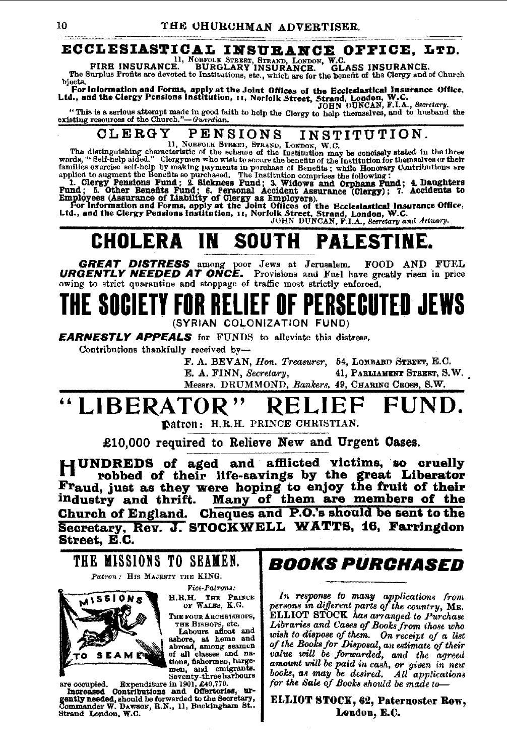## ECCLESIASTICAL INSURANCE OFFICE, LTD.

11, NORFOLK STREET, STRAND, LONDON, W.C.

**FIRE INSURANCE. BURGLARY INSURANCE. GLASS INSURANCE.**

The Surplus Profits are devoted to Institutions, etc., which are for the benefit of the Clergy and of Church bjects.

**For Information and Forms, apply at the Joint Offices of the Ecclesiastical Insurance Office, Ltd., and the Clergy Pensions Institution, 11, Norfolk Street, Strand, London, W.C.**

JOHN DUNCAN, F.I.A., *Secretary.*

"This is a serious attempt made in good faith to help the Clergy to help themselves, and to husband the existing resources of the Church."—*Guardian.*

## CLERGY PENSIONS INSTITUTION.

11, NORFOLK STREET, STRAND, LONDON, W.C.

The distinguishing characteristic of the scheme of the Institution may be concisely stated in the three words, "Self-help aided." Clergymen who wish to secure the benefits of the Institution for themselves or their families exercise self-help by making payments in purchase of Benefits; while Honorary Contributions are applied to augment the Benefits so purchased. The Institution comprises the following:

**1. Clergy Pensions Fund; 2. Sickness Fund; 3. Widows and Orphans Fund; 4. Daughters Fund; 5. Other Benefits Fund; 6. Personal Accident Assurance (Clergy); 7. Accidents to Employees (Assurance of Liability of Clergy as Employers).**

**For Information and Forms, apply at the Joint Offices of the Ecclesiastical Insurance Office, Ltd., and the Clergy Pensions Institution, 11, Norfolk Street, Strand, London, W.C.**

JOHN DUNCAN, F.I.A., *Secretary and Actuary.*

# CHOLERA IN SOUTH PALESTINE.

***GREAT DISTRESS*** among poor Jews at Jerusalem. FOOD AND FUEL ***URGENTLY NEEDED AT ONCE.*** Provisions and Fuel have greatly risen in price owing to strict quarantine and stoppage of traffic most strictly enforced.

# THE SOCIETY FOR RELIEF OF PERSECUTED JEWS

(SYRIAN COLONIZATION FUND)

***EARNESTLY APPEALS*** for FUNDS to alleviate this distress.

Contributions thankfully received by—

F. A. BEVAN, *Hon. Treasurer,* 54, LOMBARD STREET, E.C.
E. A. FINN, *Secretary,* 41, PARLIAMENT STREET, S.W.
Messrs. DRUMMOND, *Bankers,* 49, CHARING CROSS, S.W.

# "LIBERATOR" RELIEF FUND.

**Patron:** H.R.H. PRINCE CHRISTIAN.

**£10,000 required to Relieve New and Urgent Cases.**

**HUNDREDS of aged and afflicted victims, so cruelly robbed of their life-savings by the great Liberator Fraud, just as they were hoping to enjoy the fruit of their industry and thrift. Many of them are members of the Church of England. Cheques and P.O.'s should be sent to the Secretary, Rev. J. STOCKWELL WATTS, 16, Farringdon Street, E.C.**

## THE MISSIONS TO SEAMEN.

*Patron:* HIS MAJESTY THE KING.

*Vice-Patrons:* H.R.H. THE PRINCE OF WALES, K.G. THE FOUR ARCHBISHOPS, THE BISHOPS, etc.

Labours afloat and ashore, at home and abroad, among seamen of all classes and nations, fishermen, bargemen, and emigrants. Seventy-three harbours are occupied. Expenditure in 1901, £40,770.

**Increased Contributions and Offertories, urgently needed,** should be forwarded to the Secretary, Commander W. DAWSON, R.N., 11, Buckingham St., Strand London, W.C.

## *BOOKS PURCHASED*

*In response to many applications from persons in different parts of the country,* MR. ELLIOT STOCK *has arranged to Purchase Libraries and Cases of Books from those who wish to dispose of them. On receipt of a list of the Books for Disposal, an estimate of their value will be forwarded, and the agreed amount will be paid in cash, or given in new books, as may be desired. All applications for the Sale of Books should be made to—*

**ELLIOT STOCK, 62, Paternoster Row, London, E.C.**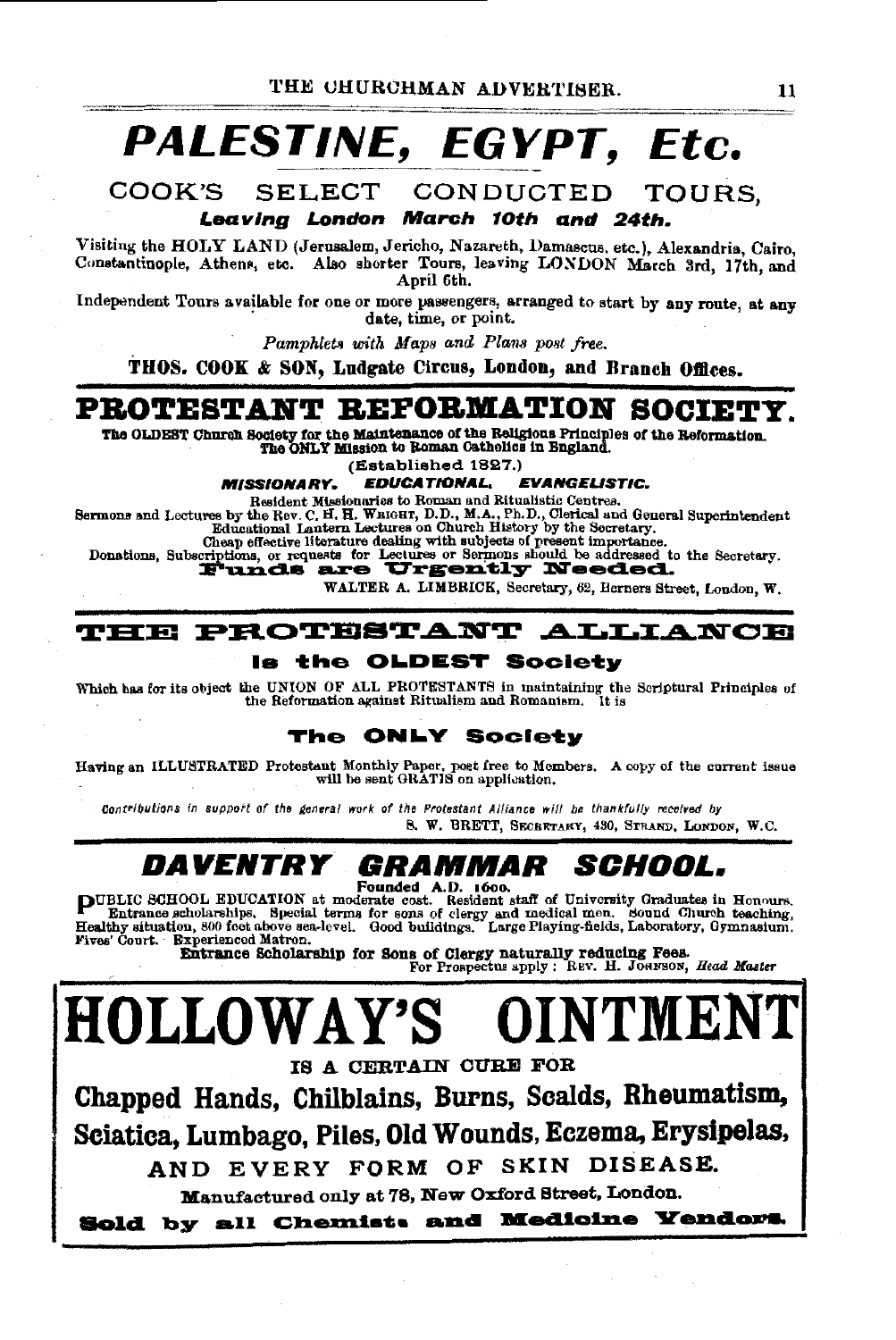# PALESTINE, EGYPT, Etc.

## COOK'S SELECT CONDUCTED TOURS,

***Leaving London March 10th and 24th.***

Visiting the HOLY LAND (Jerusalem, Jericho, Nazareth, Damascus, etc.), Alexandria, Cairo, Constantinople, Athens, etc. Also shorter Tours, leaving LONDON March 3rd, 17th, and April 6th.

Independent Tours available for one or more passengers, arranged to start by any route, at any date, time, or point.

*Pamphlets with Maps and Plans post free.*

**THOS. COOK & SON, Ludgate Circus, London, and Branch Offices.**

---

# PROTESTANT REFORMATION SOCIETY.

**The OLDEST Church Society for the Maintenance of the Religious Principles of the Reformation. The ONLY Mission to Roman Catholics in England.**

(Established 1827.)

***MISSIONARY. EDUCATIONAL. EVANGELISTIC.***

Resident Missionaries to Roman and Ritualistic Centres.
Sermons and Lectures by the Rev. C. H. H. WRIGHT, D.D., M.A., Ph.D., Clerical and General Superintendent
Educational Lantern Lectures on Church History by the Secretary.
Cheap effective literature dealing with subjects of present importance.
Donations, Subscriptions, or requests for Lectures or Sermons should be addressed to the Secretary.

**Funds are Urgently Needed.**

WALTER A. LIMBRICK, Secretary, 62, Berners Street, London, W.

---

# THE PROTESTANT ALLIANCE

**Is the OLDEST Society**

Which has for its object the UNION OF ALL PROTESTANTS in maintaining the Scriptural Principles of the Reformation against Ritualism and Romanism. It is

**The ONLY Society**

Having an ILLUSTRATED Protestant Monthly Paper, post free to Members. A copy of the current issue will be sent GRATIS on application.

*Contributions in support of the general work of the Protestant Alliance will be thankfully received by*
S. W. BRETT, SECRETARY, 430, STRAND, LONDON, W.C.

---

# DAVENTRY GRAMMAR SCHOOL.

**Founded A.D. 1600.**

PUBLIC SCHOOL EDUCATION at moderate cost. Resident staff of University Graduates in Honours. Entrance scholarships. Special terms for sons of clergy and medical men. Sound Church teaching. Healthy situation, 800 feet above sea-level. Good buildings. Large Playing-fields, Laboratory, Gymnasium. Fives' Court. Experienced Matron.

**Entrance Scholarship for Sons of Clergy naturally reducing Fees.**

For Prospectus apply: REV. H. JOHNSON, *Head Master*

---

# HOLLOWAY'S OINTMENT

IS A CERTAIN CURE FOR

**Chapped Hands, Chilblains, Burns, Scalds, Rheumatism, Sciatica, Lumbago, Piles, Old Wounds, Eczema, Erysipelas,**

AND EVERY FORM OF SKIN DISEASE.

**Manufactured only at 78, New Oxford Street, London.**

**Sold by all Chemists and Medicine Vendors.**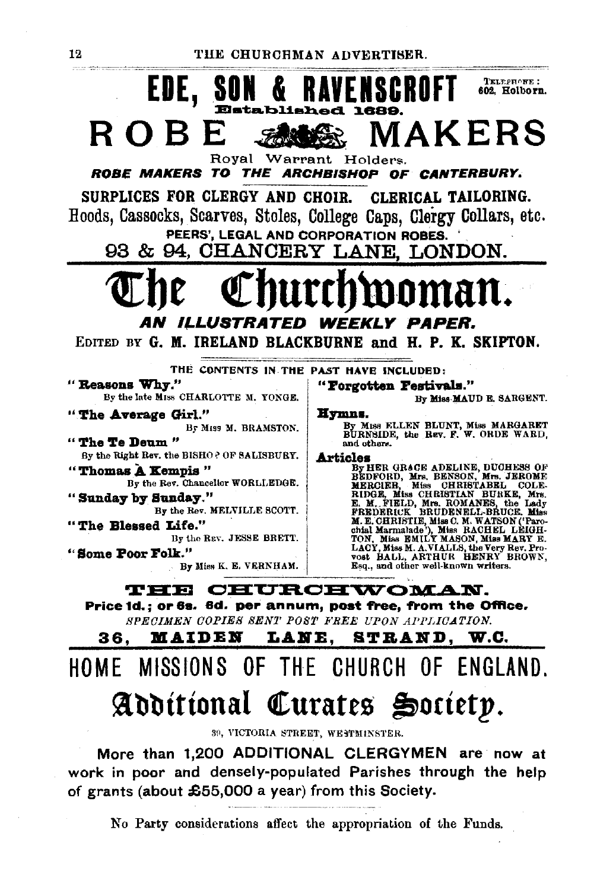# EDE, SON & RAVENSCROFT

TELEPHONE: 602, Holborn.

Established 1689.

# ROBE MAKERS

Royal Warrant Holders.

***ROBE MAKERS TO THE ARCHBISHOP OF CANTERBURY.***

**SURPLICES FOR CLERGY AND CHOIR. CLERICAL TAILORING.**

Hoods, Cassocks, Scarves, Stoles, College Caps, Clergy Collars, etc.

**PEERS', LEGAL AND CORPORATION ROBES.**

**93 & 94, CHANCERY LANE, LONDON.**

# The Churchwoman.

***AN ILLUSTRATED WEEKLY PAPER.***

EDITED BY **G. M. IRELAND BLACKBURNE** and **H. P. K. SKIPTON.**

THE CONTENTS IN THE PAST HAVE INCLUDED:

**"Reasons Why."** By the late Miss CHARLOTTE M. YONGE.

**"The Average Girl."** By Miss M. BRAMSTON.

**"The Te Deum"** By the Right Rev. the BISHOP OF SALISBURY.

**"Thomas A Kempis"** By the Rev. Chancellor WORLLEDGE.

**"Sunday by Sunday."** By the Rev. MELVILLE SCOTT.

**"The Blessed Life."** By the Rev. JESSE BRETT.

**"Some Poor Folk."** By Miss K. E. VERNHAM.

**"Forgotten Festivals."** By Miss MAUD E. SARGENT.

**Hymns.** By Miss ELLEN BLUNT, Miss MARGARET BURNSIDE, the Rev. F. W. ORDE WARD, and others.

**Articles** By HER GRACE ADELINE, DUCHESS OF BEDFORD, Mrs. BENSON, Mrs. JEROME MERCIER, Miss CHRISTABEL COLERIDGE, Miss CHRISTIAN BURKE, Mrs. E. M. FIELD, Mrs. ROMANES, the Lady FREDERICK BRUDENELL-BRUCE, Miss M. E. CHRISTIE, Miss C. M. WATSON ('Parochial Marmalade'), Miss RACHEL LEIGHTON, Miss EMILY MASON, Miss MARY E. LACY, Miss M. A. VIALLS, the Very Rev. Provost BALL, ARTHUR HENRY BROWN, Esq., and other well-known writers.

**THE CHURCHWOMAN.**

**Price 1d.; or 6s. 6d. per annum, post free, from the Office.**

*SPECIMEN COPIES SENT POST FREE UPON APPLICATION.*

**36, MAIDEN LANE, STRAND, W.C.**

# HOME MISSIONS OF THE CHURCH OF ENGLAND.

# Additional Curates Society.

39, VICTORIA STREET, WESTMINSTER.

More than 1,200 ADDITIONAL CLERGYMEN are now at work in poor and densely-populated Parishes through the help of grants (about £55,000 a year) from this Society.

No Party considerations affect the appropriation of the Funds.